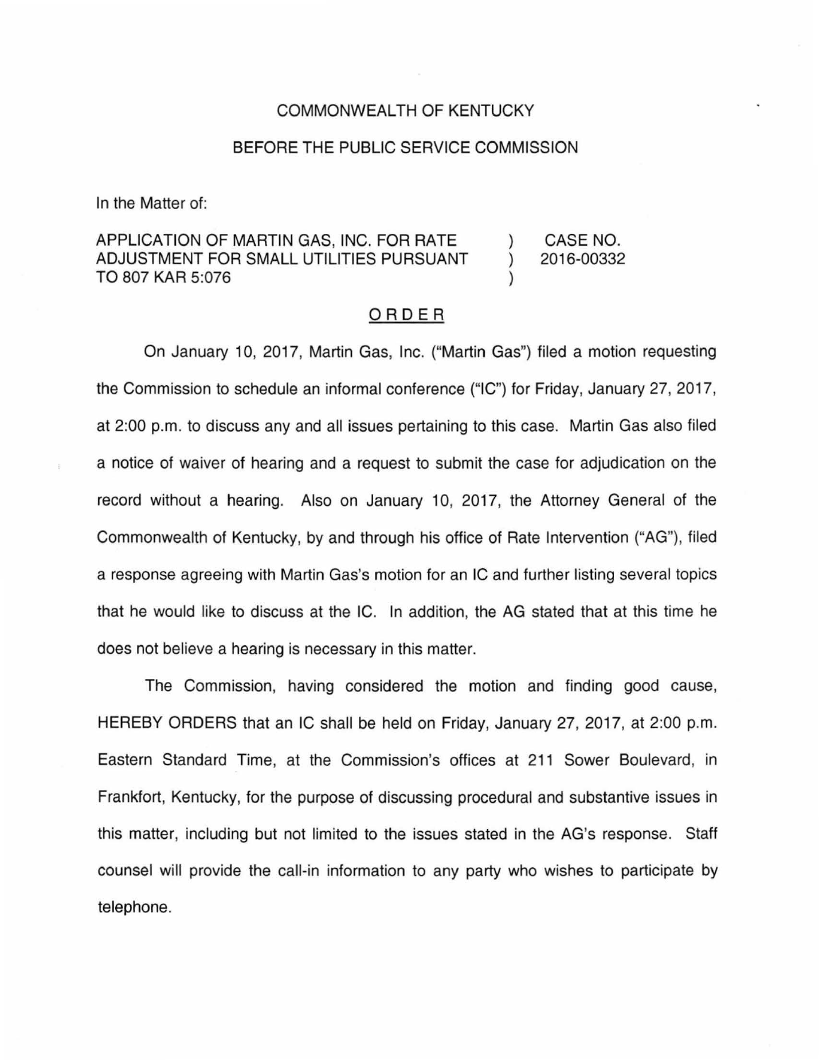COMMONWEALTH OF KENTUCKY

BEFORE THE PUBLIC SERVICE COMMISSION

In the Matter of:

| | | |
|---|---|---|
| APPLICATION OF MARTIN GAS, INC. FOR RATE ADJUSTMENT FOR SMALL UTILITIES PURSUANT TO 807 KAR 5:076 | ) ) ) | CASE NO. 2016-00332 |

## ORDER

On January 10, 2017, Martin Gas, Inc. ("Martin Gas") filed a motion requesting the Commission to schedule an informal conference ("IC") for Friday, January 27, 2017, at 2:00 p.m. to discuss any and all issues pertaining to this case. Martin Gas also filed a notice of waiver of hearing and a request to submit the case for adjudication on the record without a hearing. Also on January 10, 2017, the Attorney General of the Commonwealth of Kentucky, by and through his office of Rate Intervention ("AG"), filed a response agreeing with Martin Gas's motion for an IC and further listing several topics that he would like to discuss at the IC. In addition, the AG stated that at this time he does not believe a hearing is necessary in this matter.

The Commission, having considered the motion and finding good cause, HEREBY ORDERS that an IC shall be held on Friday, January 27, 2017, at 2:00 p.m. Eastern Standard Time, at the Commission's offices at 211 Sower Boulevard, in Frankfort, Kentucky, for the purpose of discussing procedural and substantive issues in this matter, including but not limited to the issues stated in the AG's response. Staff counsel will provide the call-in information to any party who wishes to participate by telephone.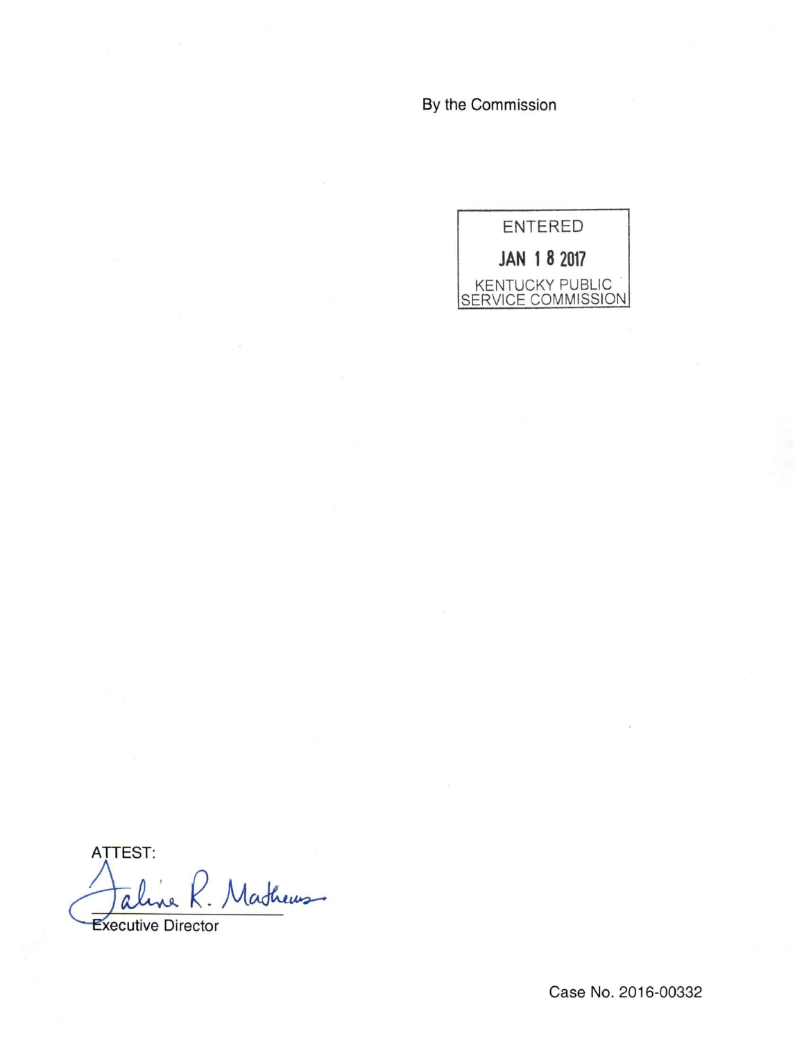By the Commission

ENTERED

JAN 18 2017

KENTUCKY PUBLIC SERVICE COMMISSION

ATTEST:

Executive Director

Case No. 2016-00332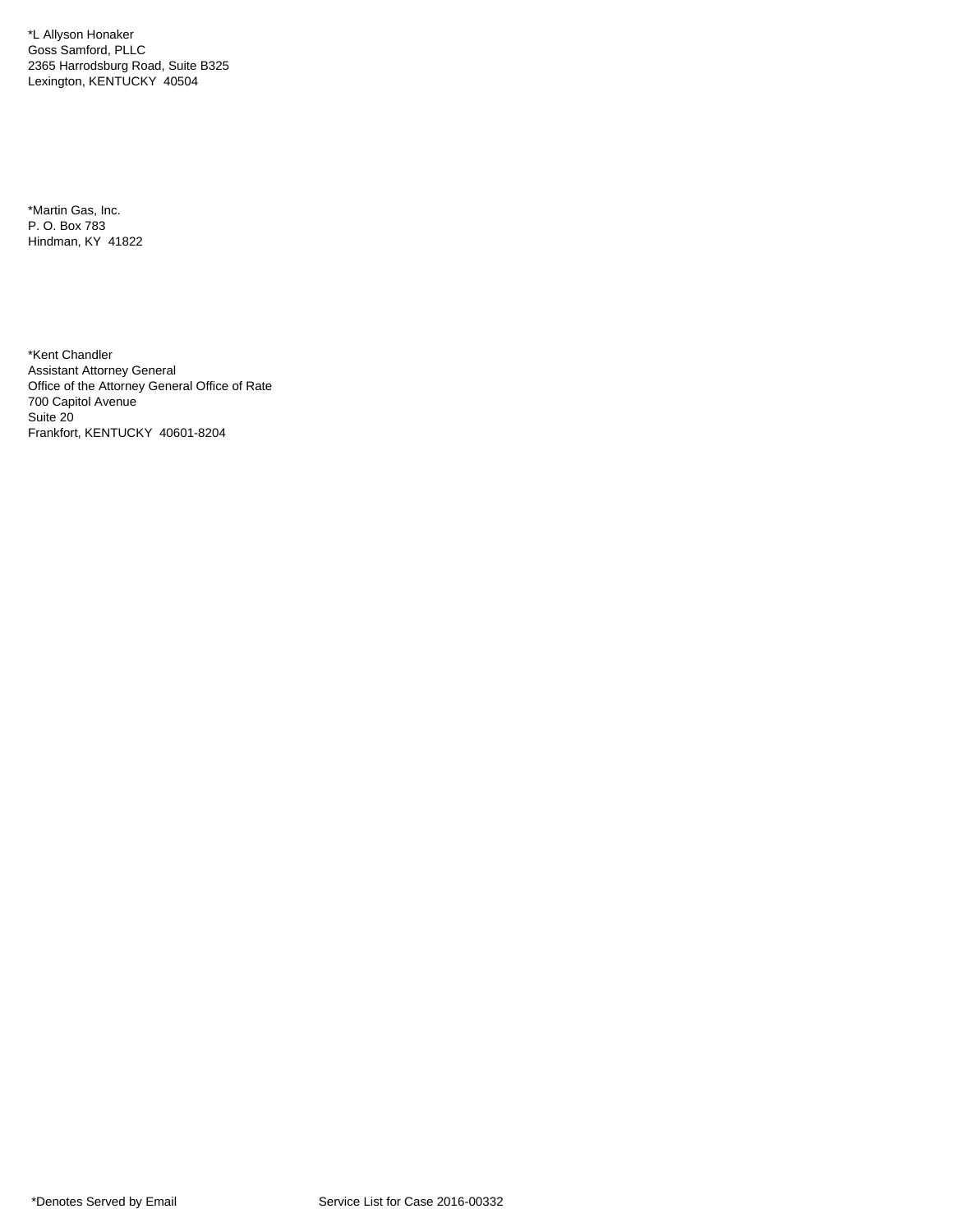*L Allyson Honaker
Goss Samford, PLLC
2365 Harrodsburg Road, Suite B325
Lexington, KENTUCKY 40504

*Martin Gas, Inc.
P. O. Box 783
Hindman, KY 41822

*Kent Chandler
Assistant Attorney General
Office of the Attorney General Office of Rate
700 Capitol Avenue
Suite 20
Frankfort, KENTUCKY 40601-8204